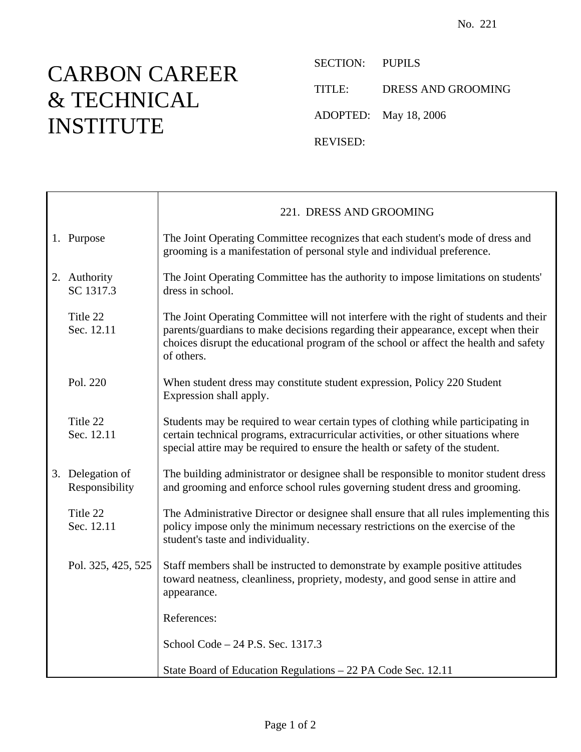No. 221

# CARBON CAREER & TECHNICAL INSTITUTE

SECTION: PUPILS

TITLE: DRESS AND GROOMING

ADOPTED: May 18, 2006

REVISED:

## 221. DRESS AND GROOMING

| | |
|---|---|
| 1. Purpose | The Joint Operating Committee recognizes that each student's mode of dress and grooming is a manifestation of personal style and individual preference. |
| 2. Authority<br>SC 1317.3 | The Joint Operating Committee has the authority to impose limitations on students' dress in school. |
| Title 22<br>Sec. 12.11 | The Joint Operating Committee will not interfere with the right of students and their parents/guardians to make decisions regarding their appearance, except when their choices disrupt the educational program of the school or affect the health and safety of others. |
| Pol. 220 | When student dress may constitute student expression, Policy 220 Student Expression shall apply. |
| Title 22<br>Sec. 12.11 | Students may be required to wear certain types of clothing while participating in certain technical programs, extracurricular activities, or other situations where special attire may be required to ensure the health or safety of the student. |
| 3. Delegation of Responsibility | The building administrator or designee shall be responsible to monitor student dress and grooming and enforce school rules governing student dress and grooming. |
| Title 22<br>Sec. 12.11 | The Administrative Director or designee shall ensure that all rules implementing this policy impose only the minimum necessary restrictions on the exercise of the student's taste and individuality. |
| Pol. 325, 425, 525 | Staff members shall be instructed to demonstrate by example positive attitudes toward neatness, cleanliness, propriety, modesty, and good sense in attire and appearance. |
| | References: |
| | School Code – 24 P.S. Sec. 1317.3 |
| | State Board of Education Regulations – 22 PA Code Sec. 12.11 |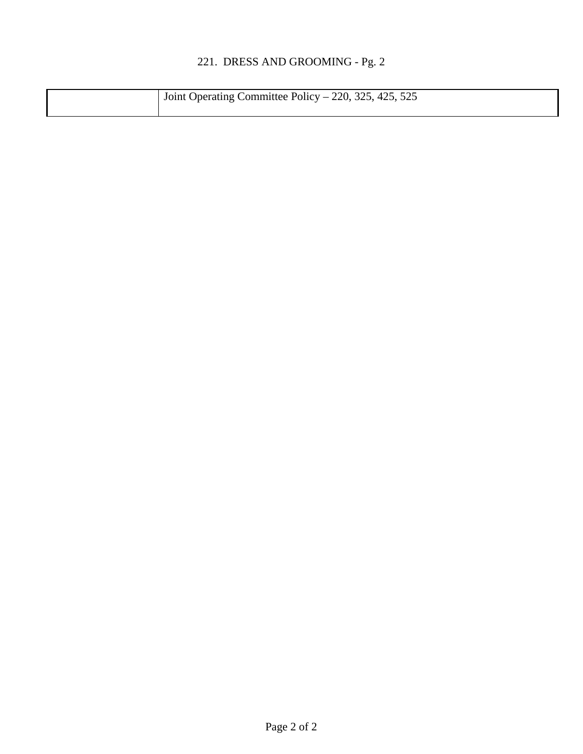| | |
|---|---|
| | Joint Operating Committee Policy – 220, 325, 425, 525 |